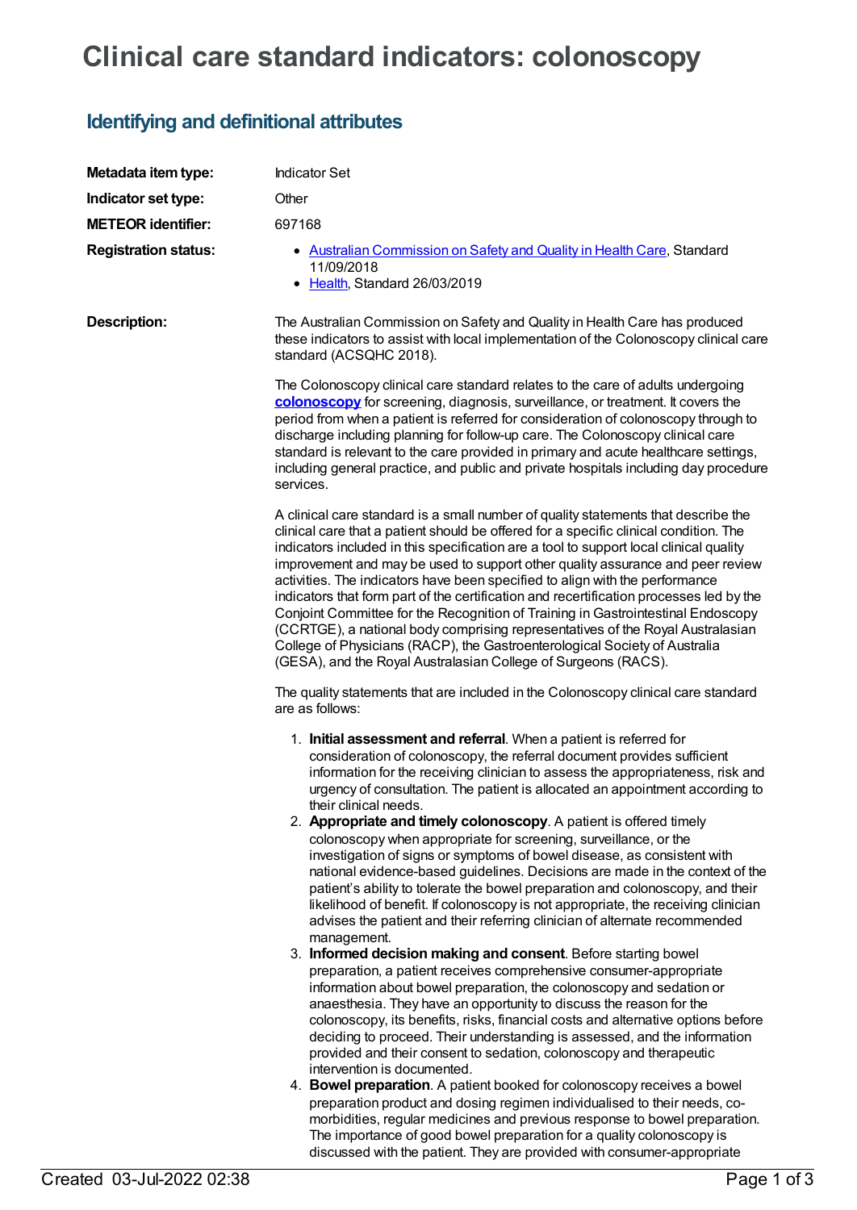# Clinical care standard indicators: colonoscopy

## Identifying and definitional attributes

**Metadata item type:** Indicator Set

**Indicator set type:** Other

**METEOR identifier:** 697168

**Registration status:**

- Australian Commission on Safety and Quality in Health Care, Standard 11/09/2018
- Health, Standard 26/03/2019

**Description:**

The Australian Commission on Safety and Quality in Health Care has produced these indicators to assist with local implementation of the Colonoscopy clinical care standard (ACSQHC 2018).

The Colonoscopy clinical care standard relates to the care of adults undergoing **colonoscopy** for screening, diagnosis, surveillance, or treatment. It covers the period from when a patient is referred for consideration of colonoscopy through to discharge including planning for follow-up care. The Colonoscopy clinical care standard is relevant to the care provided in primary and acute healthcare settings, including general practice, and public and private hospitals including day procedure services.

A clinical care standard is a small number of quality statements that describe the clinical care that a patient should be offered for a specific clinical condition. The indicators included in this specification are a tool to support local clinical quality improvement and may be used to support other quality assurance and peer review activities. The indicators have been specified to align with the performance indicators that form part of the certification and recertification processes led by the Conjoint Committee for the Recognition of Training in Gastrointestinal Endoscopy (CCRTGE), a national body comprising representatives of the Royal Australasian College of Physicians (RACP), the Gastroenterological Society of Australia (GESA), and the Royal Australasian College of Surgeons (RACS).

The quality statements that are included in the Colonoscopy clinical care standard are as follows:

1. **Initial assessment and referral**. When a patient is referred for consideration of colonoscopy, the referral document provides sufficient information for the receiving clinician to assess the appropriateness, risk and urgency of consultation. The patient is allocated an appointment according to their clinical needs.
2. **Appropriate and timely colonoscopy**. A patient is offered timely colonoscopy when appropriate for screening, surveillance, or the investigation of signs or symptoms of bowel disease, as consistent with national evidence-based guidelines. Decisions are made in the context of the patient's ability to tolerate the bowel preparation and colonoscopy, and their likelihood of benefit. If colonoscopy is not appropriate, the receiving clinician advises the patient and their referring clinician of alternate recommended management.
3. **Informed decision making and consent**. Before starting bowel preparation, a patient receives comprehensive consumer-appropriate information about bowel preparation, the colonoscopy and sedation or anaesthesia. They have an opportunity to discuss the reason for the colonoscopy, its benefits, risks, financial costs and alternative options before deciding to proceed. Their understanding is assessed, and the information provided and their consent to sedation, colonoscopy and therapeutic intervention is documented.
4. **Bowel preparation**. A patient booked for colonoscopy receives a bowel preparation product and dosing regimen individualised to their needs, co-morbidities, regular medicines and previous response to bowel preparation. The importance of good bowel preparation for a quality colonoscopy is discussed with the patient. They are provided with consumer-appropriate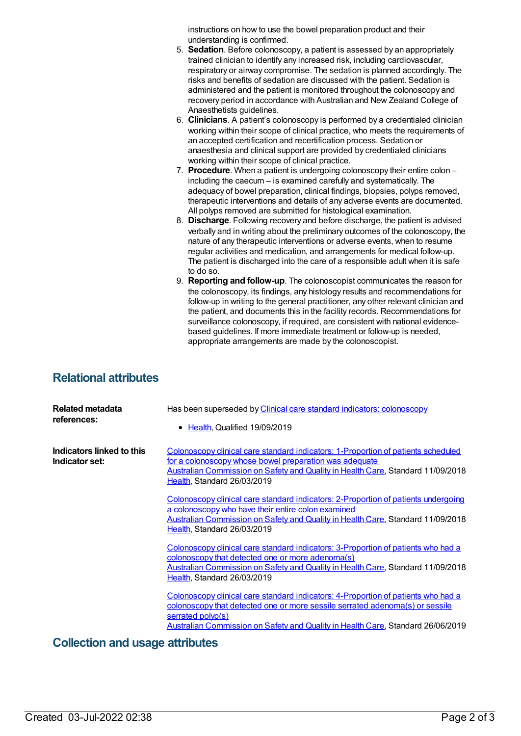instructions on how to use the bowel preparation product and their understanding is confirmed.

5. **Sedation**. Before colonoscopy, a patient is assessed by an appropriately trained clinician to identify any increased risk, including cardiovascular, respiratory or airway compromise. The sedation is planned accordingly. The risks and benefits of sedation are discussed with the patient. Sedation is administered and the patient is monitored throughout the colonoscopy and recovery period in accordance with Australian and New Zealand College of Anaesthetists guidelines.
6. **Clinicians**. A patient's colonoscopy is performed by a credentialed clinician working within their scope of clinical practice, who meets the requirements of an accepted certification and recertification process. Sedation or anaesthesia and clinical support are provided by credentialed clinicians working within their scope of clinical practice.
7. **Procedure**. When a patient is undergoing colonoscopy their entire colon – including the caecum – is examined carefully and systematically. The adequacy of bowel preparation, clinical findings, biopsies, polyps removed, therapeutic interventions and details of any adverse events are documented. All polyps removed are submitted for histological examination.
8. **Discharge**. Following recovery and before discharge, the patient is advised verbally and in writing about the preliminary outcomes of the colonoscopy, the nature of any therapeutic interventions or adverse events, when to resume regular activities and medication, and arrangements for medical follow-up. The patient is discharged into the care of a responsible adult when it is safe to do so.
9. **Reporting and follow-up**. The colonoscopist communicates the reason for the colonoscopy, its findings, any histology results and recommendations for follow-up in writing to the general practitioner, any other relevant clinician and the patient, and documents this in the facility records. Recommendations for surveillance colonoscopy, if required, are consistent with national evidence-based guidelines. If more immediate treatment or follow-up is needed, appropriate arrangements are made by the colonoscopist.

## Relational attributes

**Related metadata references:**

Has been superseded by Clinical care standard indicators: colonoscopy

- Health, Qualified 19/09/2019

**Indicators linked to this Indicator set:**

Colonoscopy clinical care standard indicators: 1-Proportion of patients scheduled for a colonoscopy whose bowel preparation was adequate
Australian Commission on Safety and Quality in Health Care, Standard 11/09/2018
Health, Standard 26/03/2019

Colonoscopy clinical care standard indicators: 2-Proportion of patients undergoing a colonoscopy who have their entire colon examined
Australian Commission on Safety and Quality in Health Care, Standard 11/09/2018
Health, Standard 26/03/2019

Colonoscopy clinical care standard indicators: 3-Proportion of patients who had a colonoscopy that detected one or more adenoma(s)
Australian Commission on Safety and Quality in Health Care, Standard 11/09/2018
Health, Standard 26/03/2019

Colonoscopy clinical care standard indicators: 4-Proportion of patients who had a colonoscopy that detected one or more sessile serrated adenoma(s) or sessile serrated polyp(s)
Australian Commission on Safety and Quality in Health Care, Standard 26/06/2019

## Collection and usage attributes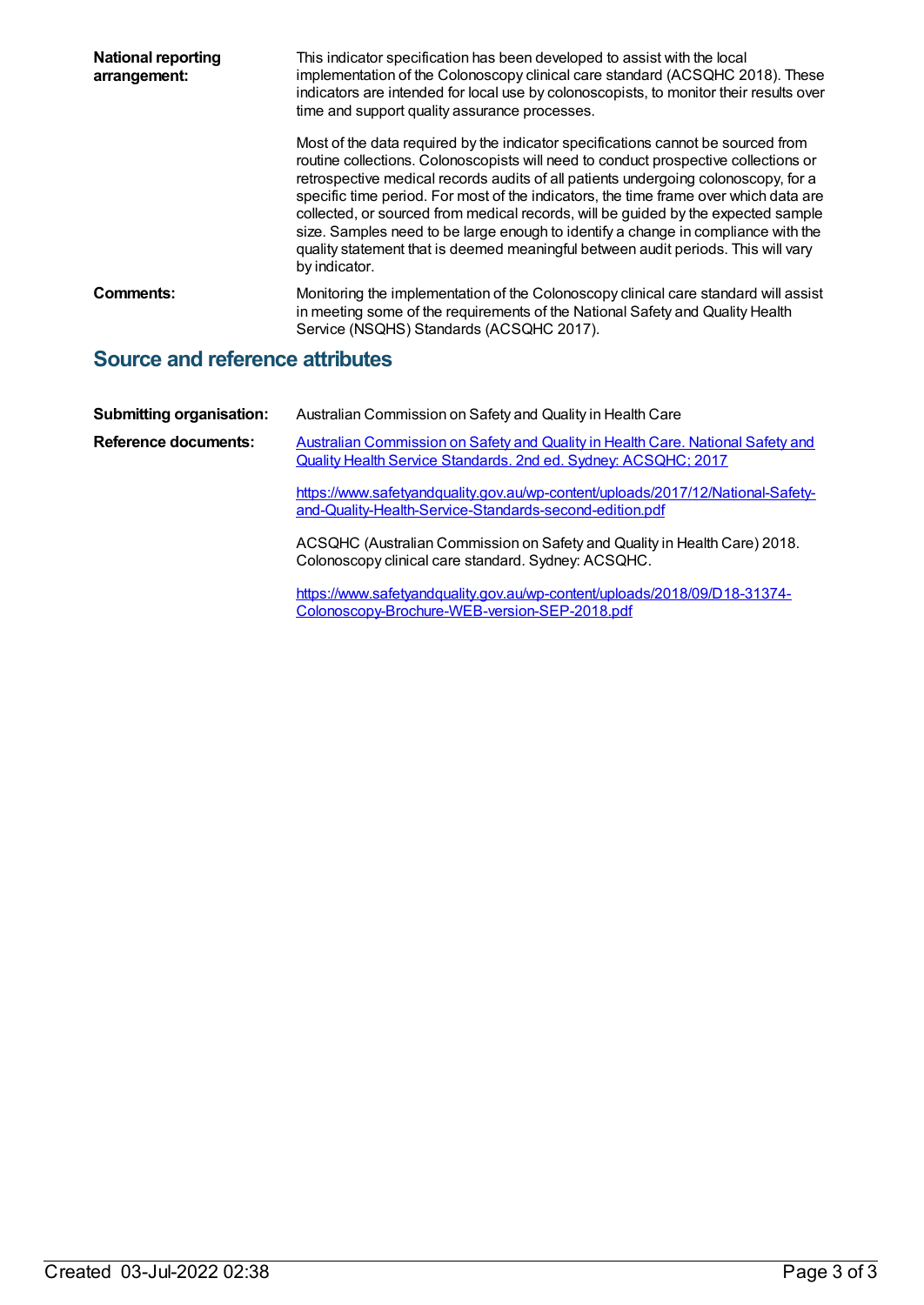**National reporting arrangement:**

This indicator specification has been developed to assist with the local implementation of the Colonoscopy clinical care standard (ACSQHC 2018). These indicators are intended for local use by colonoscopists, to monitor their results over time and support quality assurance processes.

Most of the data required by the indicator specifications cannot be sourced from routine collections. Colonoscopists will need to conduct prospective collections or retrospective medical records audits of all patients undergoing colonoscopy, for a specific time period. For most of the indicators, the time frame over which data are collected, or sourced from medical records, will be guided by the expected sample size. Samples need to be large enough to identify a change in compliance with the quality statement that is deemed meaningful between audit periods. This will vary by indicator.

**Comments:**

Monitoring the implementation of the Colonoscopy clinical care standard will assist in meeting some of the requirements of the National Safety and Quality Health Service (NSQHS) Standards (ACSQHC 2017).

## Source and reference attributes

**Submitting organisation:** Australian Commission on Safety and Quality in Health Care

**Reference documents:**

Australian Commission on Safety and Quality in Health Care. National Safety and Quality Health Service Standards. 2nd ed. Sydney: ACSQHC; 2017

https://www.safetyandquality.gov.au/wp-content/uploads/2017/12/National-Safety-and-Quality-Health-Service-Standards-second-edition.pdf

ACSQHC (Australian Commission on Safety and Quality in Health Care) 2018. Colonoscopy clinical care standard. Sydney: ACSQHC.

https://www.safetyandquality.gov.au/wp-content/uploads/2018/09/D18-31374-Colonoscopy-Brochure-WEB-version-SEP-2018.pdf